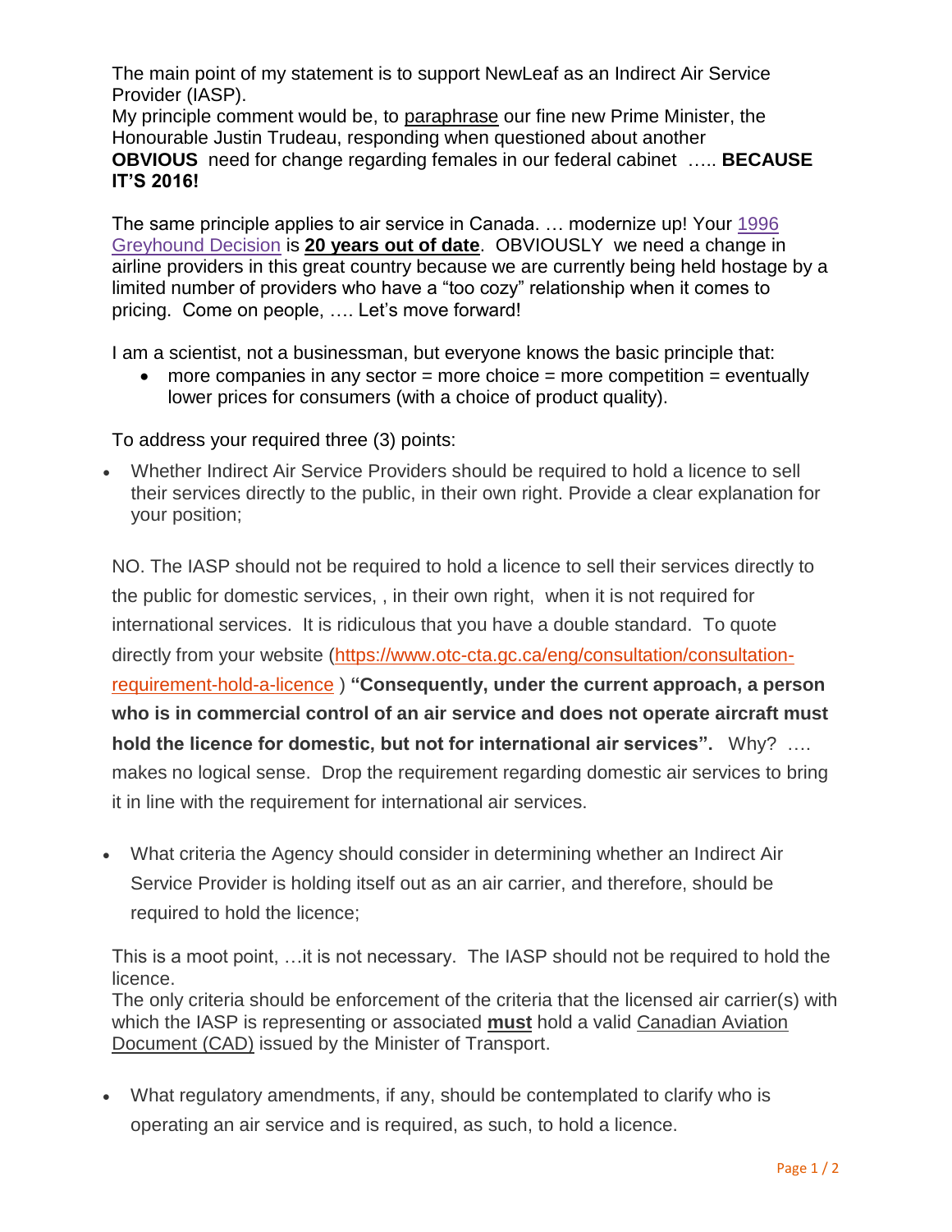The main point of my statement is to support NewLeaf as an Indirect Air Service Provider (IASP).
My principle comment would be, to paraphrase our fine new Prime Minister, the Honourable Justin Trudeau, responding when questioned about another **OBVIOUS** need for change regarding females in our federal cabinet ….. **BECAUSE IT'S 2016!**

The same principle applies to air service in Canada. … modernize up! Your 1996 Greyhound Decision is **20 years out of date**. OBVIOUSLY we need a change in airline providers in this great country because we are currently being held hostage by a limited number of providers who have a "too cozy" relationship when it comes to pricing. Come on people, …. Let's move forward!

I am a scientist, not a businessman, but everyone knows the basic principle that:

- more companies in any sector = more choice = more competition = eventually lower prices for consumers (with a choice of product quality).

To address your required three (3) points:

- Whether Indirect Air Service Providers should be required to hold a licence to sell their services directly to the public, in their own right. Provide a clear explanation for your position;

NO. The IASP should not be required to hold a licence to sell their services directly to the public for domestic services, , in their own right, when it is not required for international services. It is ridiculous that you have a double standard. To quote directly from your website (https://www.otc-cta.gc.ca/eng/consultation/consultation-requirement-hold-a-licence ) **"Consequently, under the current approach, a person who is in commercial control of an air service and does not operate aircraft must hold the licence for domestic, but not for international air services".** Why? …. makes no logical sense. Drop the requirement regarding domestic air services to bring it in line with the requirement for international air services.

- What criteria the Agency should consider in determining whether an Indirect Air Service Provider is holding itself out as an air carrier, and therefore, should be required to hold the licence;

This is a moot point, …it is not necessary. The IASP should not be required to hold the licence.
The only criteria should be enforcement of the criteria that the licensed air carrier(s) with which the IASP is representing or associated **must** hold a valid Canadian Aviation Document (CAD) issued by the Minister of Transport.

- What regulatory amendments, if any, should be contemplated to clarify who is operating an air service and is required, as such, to hold a licence.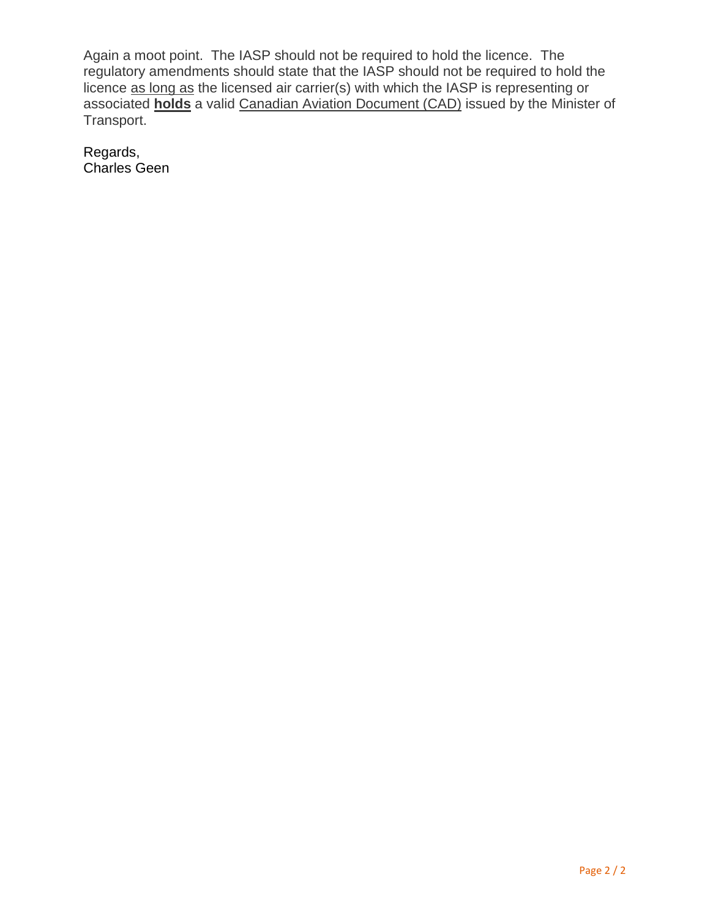Again a moot point. The IASP should not be required to hold the licence. The regulatory amendments should state that the IASP should not be required to hold the licence as long as the licensed air carrier(s) with which the IASP is representing or associated **holds** a valid Canadian Aviation Document (CAD) issued by the Minister of Transport.

Regards,
Charles Geen